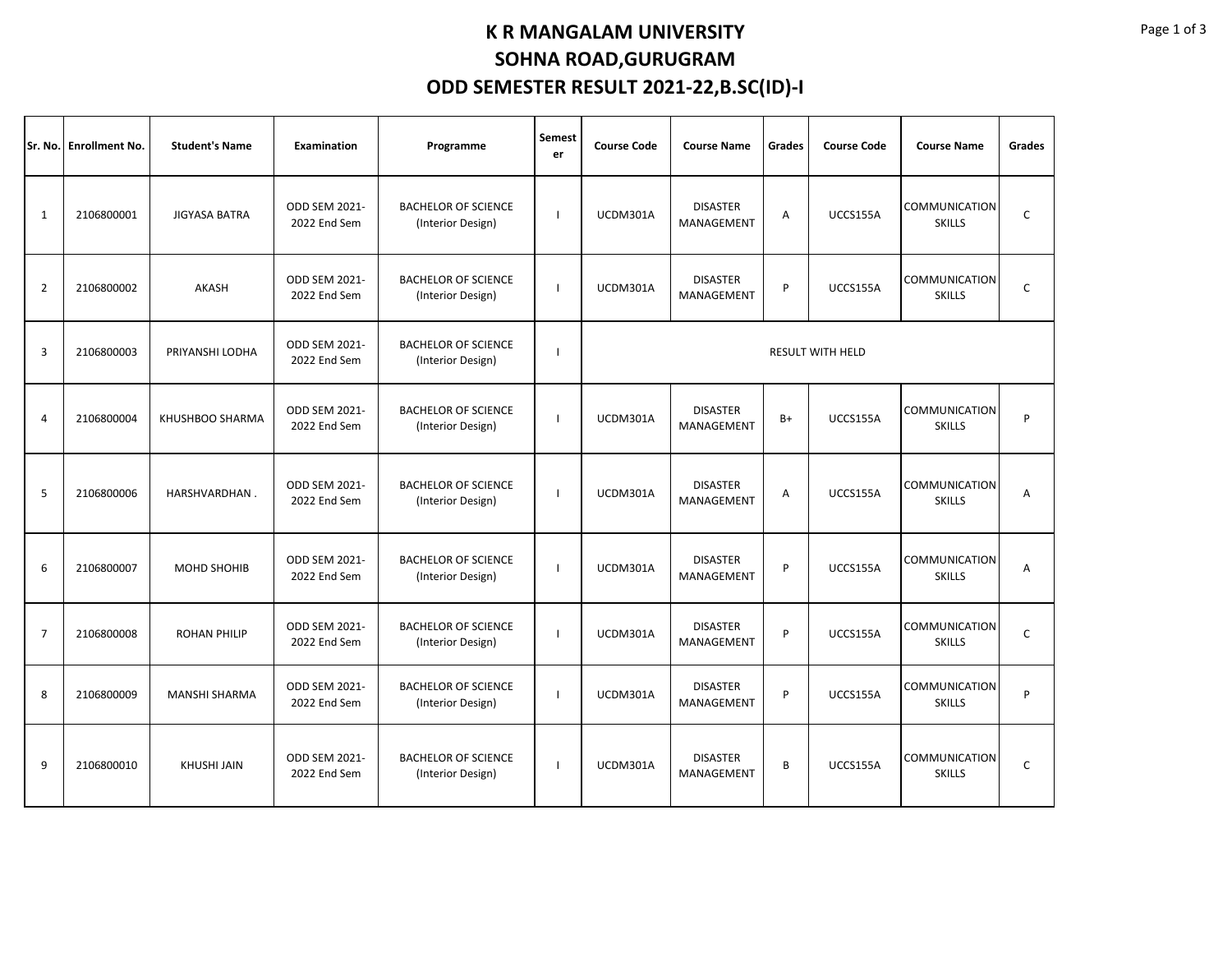# K R MANGALAM UNIVERSITY
# SOHNA ROAD,GURUGRAM
# ODD SEMESTER RESULT 2021-22,B.SC(ID)-I

| Sr. No. | Enrollment No. | Student's Name | Examination | Programme | Semester | Course Code | Course Name | Grades | Course Code | Course Name | Grades |
|---|---|---|---|---|---|---|---|---|---|---|---|
| 1 | 2106800001 | JIGYASA BATRA | ODD SEM 2021-2022 End Sem | BACHELOR OF SCIENCE (Interior Design) | I | UCDM301A | DISASTER MANAGEMENT | A | UCCS155A | COMMUNICATION SKILLS | C |
| 2 | 2106800002 | AKASH | ODD SEM 2021-2022 End Sem | BACHELOR OF SCIENCE (Interior Design) | I | UCDM301A | DISASTER MANAGEMENT | P | UCCS155A | COMMUNICATION SKILLS | C |
| 3 | 2106800003 | PRIYANSHI LODHA | ODD SEM 2021-2022 End Sem | BACHELOR OF SCIENCE (Interior Design) | I | RESULT WITH HELD | | | | | |
| 4 | 2106800004 | KHUSHBOO SHARMA | ODD SEM 2021-2022 End Sem | BACHELOR OF SCIENCE (Interior Design) | I | UCDM301A | DISASTER MANAGEMENT | B+ | UCCS155A | COMMUNICATION SKILLS | P |
| 5 | 2106800006 | HARSHVARDHAN . | ODD SEM 2021-2022 End Sem | BACHELOR OF SCIENCE (Interior Design) | I | UCDM301A | DISASTER MANAGEMENT | A | UCCS155A | COMMUNICATION SKILLS | A |
| 6 | 2106800007 | MOHD SHOHIB | ODD SEM 2021-2022 End Sem | BACHELOR OF SCIENCE (Interior Design) | I | UCDM301A | DISASTER MANAGEMENT | P | UCCS155A | COMMUNICATION SKILLS | A |
| 7 | 2106800008 | ROHAN PHILIP | ODD SEM 2021-2022 End Sem | BACHELOR OF SCIENCE (Interior Design) | I | UCDM301A | DISASTER MANAGEMENT | P | UCCS155A | COMMUNICATION SKILLS | C |
| 8 | 2106800009 | MANSHI SHARMA | ODD SEM 2021-2022 End Sem | BACHELOR OF SCIENCE (Interior Design) | I | UCDM301A | DISASTER MANAGEMENT | P | UCCS155A | COMMUNICATION SKILLS | P |
| 9 | 2106800010 | KHUSHI JAIN | ODD SEM 2021-2022 End Sem | BACHELOR OF SCIENCE (Interior Design) | I | UCDM301A | DISASTER MANAGEMENT | B | UCCS155A | COMMUNICATION SKILLS | C |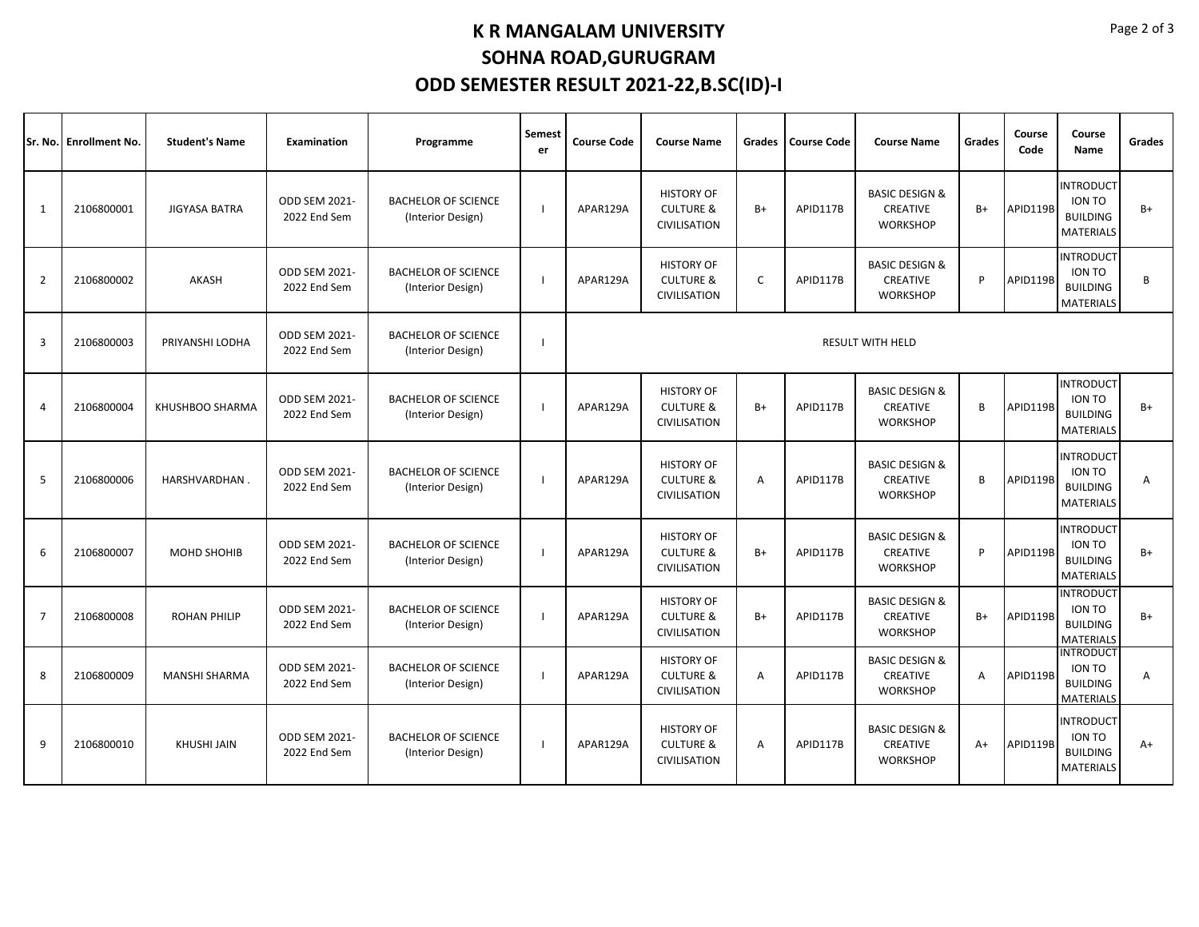# K R MANGALAM UNIVERSITY
## SOHNA ROAD,GURUGRAM
## ODD SEMESTER RESULT 2021-22,B.SC(ID)-I

| Sr. No. | Enrollment No. | Student's Name | Examination | Programme | Semester | Course Code | Course Name | Grades | Course Code | Course Name | Grades | Course Code | Course Name | Grades |
|---|---|---|---|---|---|---|---|---|---|---|---|---|---|---|
| 1 | 2106800001 | JIGYASA BATRA | ODD SEM 2021-2022 End Sem | BACHELOR OF SCIENCE (Interior Design) | I | APAR129A | HISTORY OF CULTURE & CIVILISATION | B+ | APID117B | BASIC DESIGN & CREATIVE WORKSHOP | B+ | APID119B | INTRODUCTION TO BUILDING MATERIALS | B+ |
| 2 | 2106800002 | AKASH | ODD SEM 2021-2022 End Sem | BACHELOR OF SCIENCE (Interior Design) | I | APAR129A | HISTORY OF CULTURE & CIVILISATION | C | APID117B | BASIC DESIGN & CREATIVE WORKSHOP | P | APID119B | INTRODUCTION TO BUILDING MATERIALS | B |
| 3 | 2106800003 | PRIYANSHI LODHA | ODD SEM 2021-2022 End Sem | BACHELOR OF SCIENCE (Interior Design) | I | RESULT WITH HELD | | | | | | | | |
| 4 | 2106800004 | KHUSHBOO SHARMA | ODD SEM 2021-2022 End Sem | BACHELOR OF SCIENCE (Interior Design) | I | APAR129A | HISTORY OF CULTURE & CIVILISATION | B+ | APID117B | BASIC DESIGN & CREATIVE WORKSHOP | B | APID119B | INTRODUCTION TO BUILDING MATERIALS | B+ |
| 5 | 2106800006 | HARSHVARDHAN . | ODD SEM 2021-2022 End Sem | BACHELOR OF SCIENCE (Interior Design) | I | APAR129A | HISTORY OF CULTURE & CIVILISATION | A | APID117B | BASIC DESIGN & CREATIVE WORKSHOP | B | APID119B | INTRODUCTION TO BUILDING MATERIALS | A |
| 6 | 2106800007 | MOHD SHOHIB | ODD SEM 2021-2022 End Sem | BACHELOR OF SCIENCE (Interior Design) | I | APAR129A | HISTORY OF CULTURE & CIVILISATION | B+ | APID117B | BASIC DESIGN & CREATIVE WORKSHOP | P | APID119B | INTRODUCTION TO BUILDING MATERIALS | B+ |
| 7 | 2106800008 | ROHAN PHILIP | ODD SEM 2021-2022 End Sem | BACHELOR OF SCIENCE (Interior Design) | I | APAR129A | HISTORY OF CULTURE & CIVILISATION | B+ | APID117B | BASIC DESIGN & CREATIVE WORKSHOP | B+ | APID119B | INTRODUCTION TO BUILDING MATERIALS | B+ |
| 8 | 2106800009 | MANSHI SHARMA | ODD SEM 2021-2022 End Sem | BACHELOR OF SCIENCE (Interior Design) | I | APAR129A | HISTORY OF CULTURE & CIVILISATION | A | APID117B | BASIC DESIGN & CREATIVE WORKSHOP | A | APID119B | INTRODUCTION TO BUILDING MATERIALS | A |
| 9 | 2106800010 | KHUSHI JAIN | ODD SEM 2021-2022 End Sem | BACHELOR OF SCIENCE (Interior Design) | I | APAR129A | HISTORY OF CULTURE & CIVILISATION | A | APID117B | BASIC DESIGN & CREATIVE WORKSHOP | A+ | APID119B | INTRODUCTION TO BUILDING MATERIALS | A+ |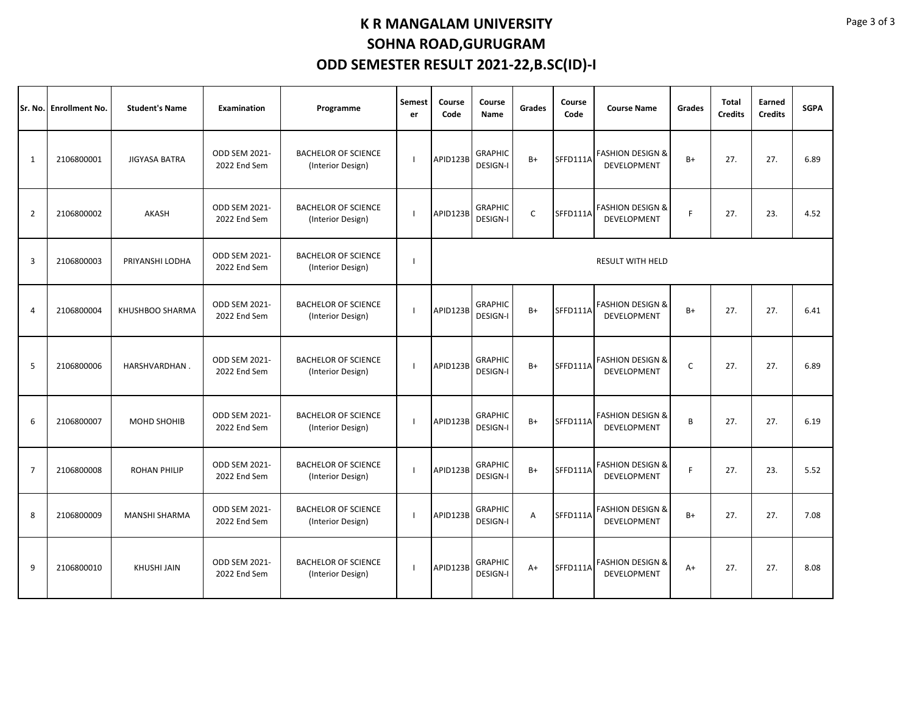# K R MANGALAM UNIVERSITY
## SOHNA ROAD,GURUGRAM
## ODD SEMESTER RESULT 2021-22,B.SC(ID)-I

| Sr. No. | Enrollment No. | Student's Name | Examination | Programme | Semester | Course Code | Course Name | Grades | Course Code | Course Name | Grades | Total Credits | Earned Credits | SGPA |
|---|---|---|---|---|---|---|---|---|---|---|---|---|---|---|
| 1 | 2106800001 | JIGYASA BATRA | ODD SEM 2021-2022 End Sem | BACHELOR OF SCIENCE (Interior Design) | I | APID123B | GRAPHIC DESIGN-I | B+ | SFFD111A | FASHION DESIGN & DEVELOPMENT | B+ | 27. | 27. | 6.89 |
| 2 | 2106800002 | AKASH | ODD SEM 2021-2022 End Sem | BACHELOR OF SCIENCE (Interior Design) | I | APID123B | GRAPHIC DESIGN-I | C | SFFD111A | FASHION DESIGN & DEVELOPMENT | F | 27. | 23. | 4.52 |
| 3 | 2106800003 | PRIYANSHI LODHA | ODD SEM 2021-2022 End Sem | BACHELOR OF SCIENCE (Interior Design) | I | RESULT WITH HELD | | | | | | | | |
| 4 | 2106800004 | KHUSHBOO SHARMA | ODD SEM 2021-2022 End Sem | BACHELOR OF SCIENCE (Interior Design) | I | APID123B | GRAPHIC DESIGN-I | B+ | SFFD111A | FASHION DESIGN & DEVELOPMENT | B+ | 27. | 27. | 6.41 |
| 5 | 2106800006 | HARSHVARDHAN . | ODD SEM 2021-2022 End Sem | BACHELOR OF SCIENCE (Interior Design) | I | APID123B | GRAPHIC DESIGN-I | B+ | SFFD111A | FASHION DESIGN & DEVELOPMENT | C | 27. | 27. | 6.89 |
| 6 | 2106800007 | MOHD SHOHIB | ODD SEM 2021-2022 End Sem | BACHELOR OF SCIENCE (Interior Design) | I | APID123B | GRAPHIC DESIGN-I | B+ | SFFD111A | FASHION DESIGN & DEVELOPMENT | B | 27. | 27. | 6.19 |
| 7 | 2106800008 | ROHAN PHILIP | ODD SEM 2021-2022 End Sem | BACHELOR OF SCIENCE (Interior Design) | I | APID123B | GRAPHIC DESIGN-I | B+ | SFFD111A | FASHION DESIGN & DEVELOPMENT | F | 27. | 23. | 5.52 |
| 8 | 2106800009 | MANSHI SHARMA | ODD SEM 2021-2022 End Sem | BACHELOR OF SCIENCE (Interior Design) | I | APID123B | GRAPHIC DESIGN-I | A | SFFD111A | FASHION DESIGN & DEVELOPMENT | B+ | 27. | 27. | 7.08 |
| 9 | 2106800010 | KHUSHI JAIN | ODD SEM 2021-2022 End Sem | BACHELOR OF SCIENCE (Interior Design) | I | APID123B | GRAPHIC DESIGN-I | A+ | SFFD111A | FASHION DESIGN & DEVELOPMENT | A+ | 27. | 27. | 8.08 |